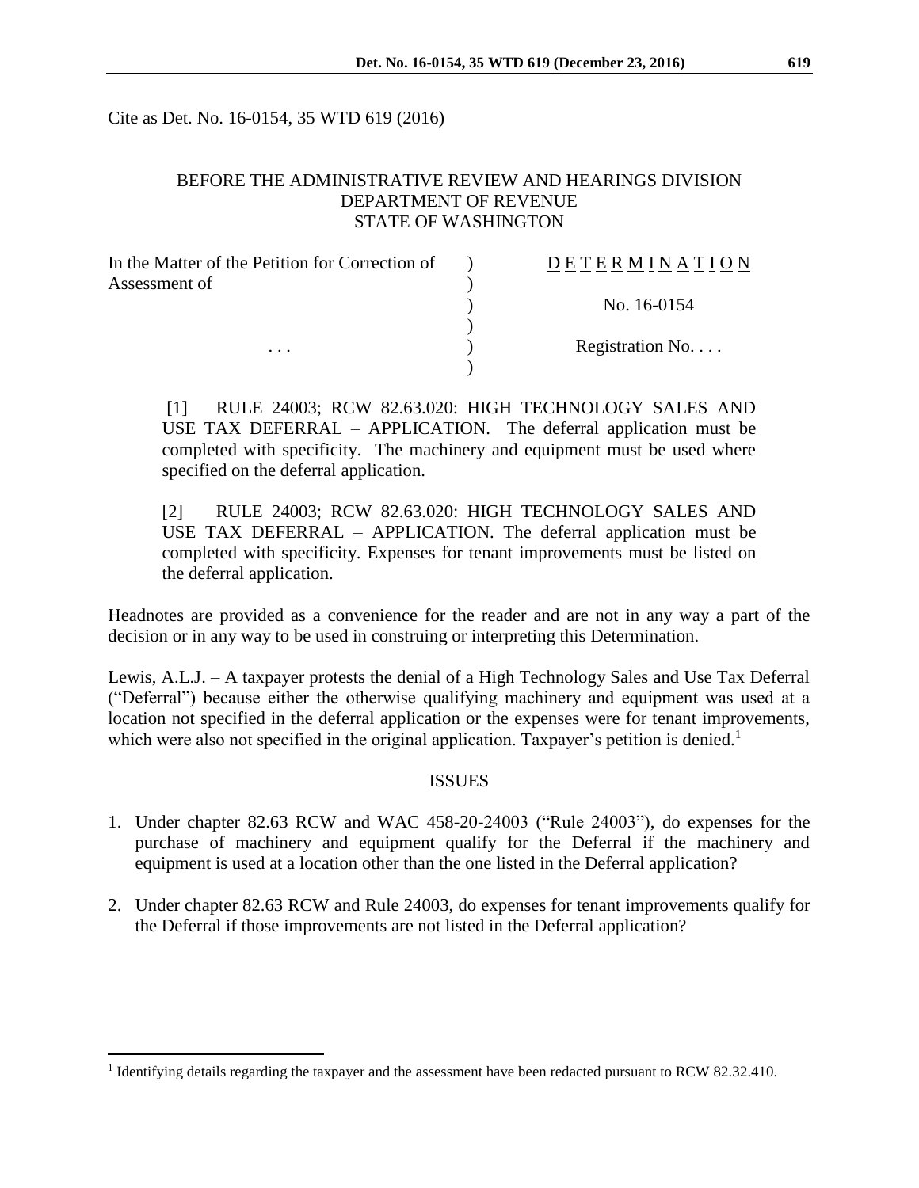Cite as Det. No. 16-0154, 35 WTD 619 (2016)

BEFORE THE ADMINISTRATIVE REVIEW AND HEARINGS DIVISION
DEPARTMENT OF REVENUE
STATE OF WASHINGTON

| | | |
|---|---|---|
| In the Matter of the Petition for Correction of Assessment of | ) | D E T E R M I N A T I O N |
| | ) | No. 16-0154 |
| . . . | ) | Registration No. . . . |

[1] RULE 24003; RCW 82.63.020: HIGH TECHNOLOGY SALES AND USE TAX DEFERRAL – APPLICATION. The deferral application must be completed with specificity. The machinery and equipment must be used where specified on the deferral application.

[2] RULE 24003; RCW 82.63.020: HIGH TECHNOLOGY SALES AND USE TAX DEFERRAL – APPLICATION. The deferral application must be completed with specificity. Expenses for tenant improvements must be listed on the deferral application.

Headnotes are provided as a convenience for the reader and are not in any way a part of the decision or in any way to be used in construing or interpreting this Determination.

Lewis, A.L.J. – A taxpayer protests the denial of a High Technology Sales and Use Tax Deferral ("Deferral") because either the otherwise qualifying machinery and equipment was used at a location not specified in the deferral application or the expenses were for tenant improvements, which were also not specified in the original application. Taxpayer's petition is denied.[1]

## ISSUES

1. Under chapter 82.63 RCW and WAC 458-20-24003 ("Rule 24003"), do expenses for the purchase of machinery and equipment qualify for the Deferral if the machinery and equipment is used at a location other than the one listed in the Deferral application?

2. Under chapter 82.63 RCW and Rule 24003, do expenses for tenant improvements qualify for the Deferral if those improvements are not listed in the Deferral application?

[1] Identifying details regarding the taxpayer and the assessment have been redacted pursuant to RCW 82.32.410.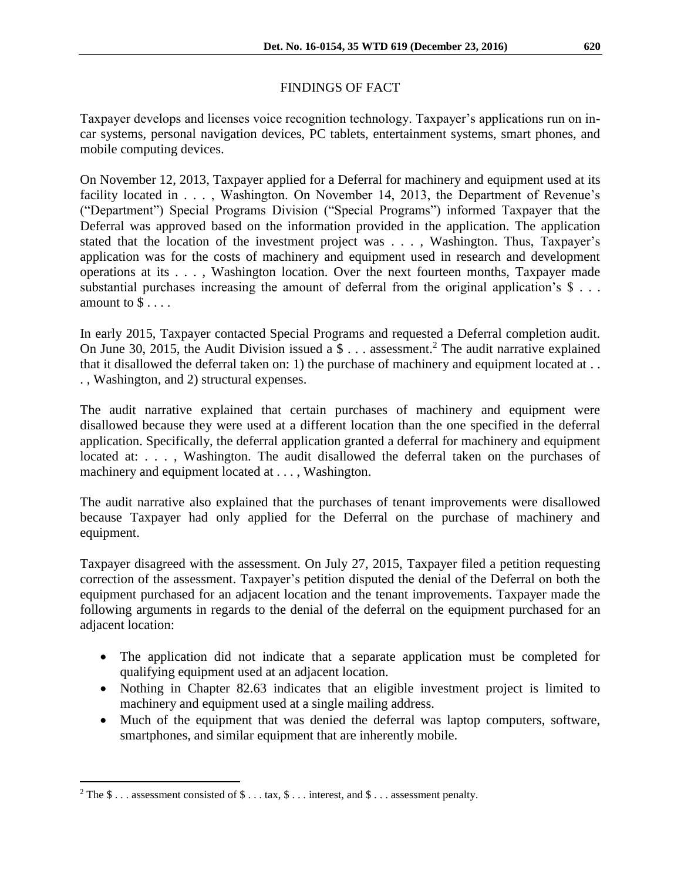## FINDINGS OF FACT

Taxpayer develops and licenses voice recognition technology. Taxpayer's applications run on in-car systems, personal navigation devices, PC tablets, entertainment systems, smart phones, and mobile computing devices.

On November 12, 2013, Taxpayer applied for a Deferral for machinery and equipment used at its facility located in . . . , Washington. On November 14, 2013, the Department of Revenue's ("Department") Special Programs Division ("Special Programs") informed Taxpayer that the Deferral was approved based on the information provided in the application. The application stated that the location of the investment project was . . . , Washington. Thus, Taxpayer's application was for the costs of machinery and equipment used in research and development operations at its . . . , Washington location. Over the next fourteen months, Taxpayer made substantial purchases increasing the amount of deferral from the original application's $ . . . amount to $ . . . .

In early 2015, Taxpayer contacted Special Programs and requested a Deferral completion audit. On June 30, 2015, the Audit Division issued a $ . . . assessment.[2] The audit narrative explained that it disallowed the deferral taken on: 1) the purchase of machinery and equipment located at . . . , Washington, and 2) structural expenses.

The audit narrative explained that certain purchases of machinery and equipment were disallowed because they were used at a different location than the one specified in the deferral application. Specifically, the deferral application granted a deferral for machinery and equipment located at: . . . , Washington. The audit disallowed the deferral taken on the purchases of machinery and equipment located at . . . , Washington.

The audit narrative also explained that the purchases of tenant improvements were disallowed because Taxpayer had only applied for the Deferral on the purchase of machinery and equipment.

Taxpayer disagreed with the assessment. On July 27, 2015, Taxpayer filed a petition requesting correction of the assessment. Taxpayer's petition disputed the denial of the Deferral on both the equipment purchased for an adjacent location and the tenant improvements. Taxpayer made the following arguments in regards to the denial of the deferral on the equipment purchased for an adjacent location:

- The application did not indicate that a separate application must be completed for qualifying equipment used at an adjacent location.
- Nothing in Chapter 82.63 indicates that an eligible investment project is limited to machinery and equipment used at a single mailing address.
- Much of the equipment that was denied the deferral was laptop computers, software, smartphones, and similar equipment that are inherently mobile.

---

[2] The $ . . . assessment consisted of $ . . . tax, $ . . . interest, and $ . . . assessment penalty.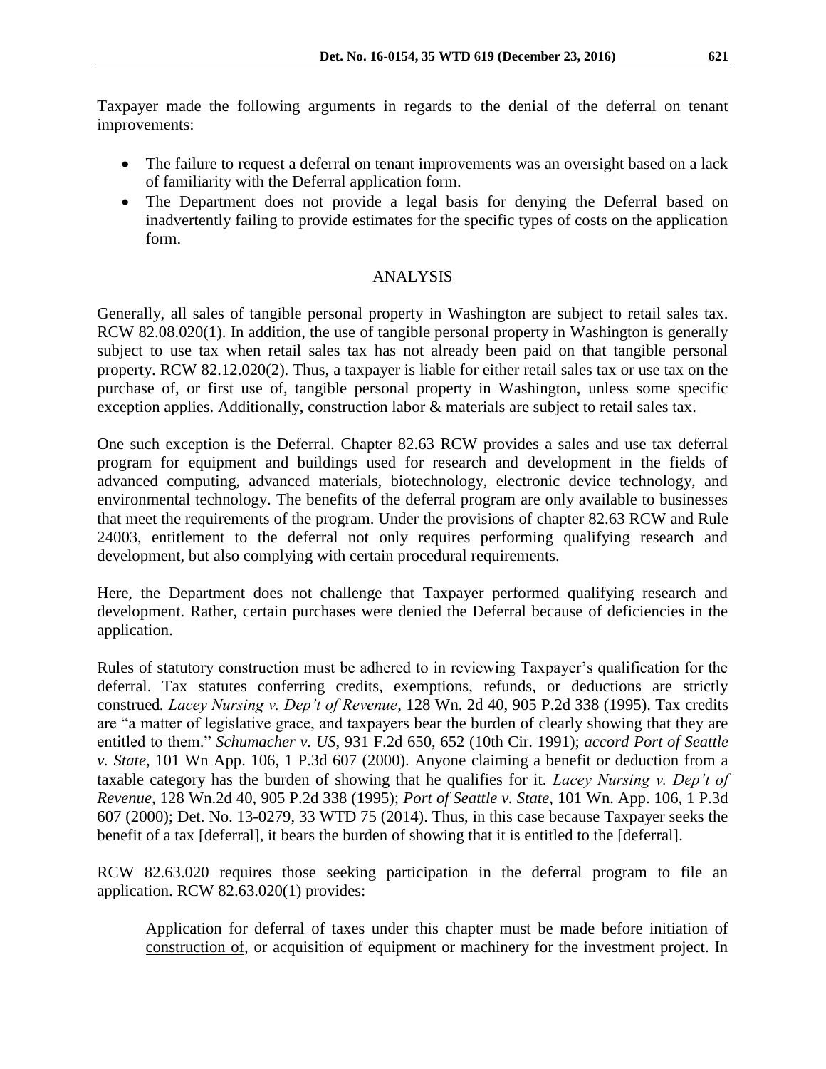Taxpayer made the following arguments in regards to the denial of the deferral on tenant improvements:

- The failure to request a deferral on tenant improvements was an oversight based on a lack of familiarity with the Deferral application form.
- The Department does not provide a legal basis for denying the Deferral based on inadvertently failing to provide estimates for the specific types of costs on the application form.

## ANALYSIS

Generally, all sales of tangible personal property in Washington are subject to retail sales tax. RCW 82.08.020(1). In addition, the use of tangible personal property in Washington is generally subject to use tax when retail sales tax has not already been paid on that tangible personal property. RCW 82.12.020(2). Thus, a taxpayer is liable for either retail sales tax or use tax on the purchase of, or first use of, tangible personal property in Washington, unless some specific exception applies. Additionally, construction labor & materials are subject to retail sales tax.

One such exception is the Deferral. Chapter 82.63 RCW provides a sales and use tax deferral program for equipment and buildings used for research and development in the fields of advanced computing, advanced materials, biotechnology, electronic device technology, and environmental technology. The benefits of the deferral program are only available to businesses that meet the requirements of the program. Under the provisions of chapter 82.63 RCW and Rule 24003, entitlement to the deferral not only requires performing qualifying research and development, but also complying with certain procedural requirements.

Here, the Department does not challenge that Taxpayer performed qualifying research and development. Rather, certain purchases were denied the Deferral because of deficiencies in the application.

Rules of statutory construction must be adhered to in reviewing Taxpayer's qualification for the deferral. Tax statutes conferring credits, exemptions, refunds, or deductions are strictly construed. *Lacey Nursing v. Dep't of Revenue*, 128 Wn. 2d 40, 905 P.2d 338 (1995). Tax credits are "a matter of legislative grace, and taxpayers bear the burden of clearly showing that they are entitled to them." *Schumacher v. US*, 931 F.2d 650, 652 (10th Cir. 1991); *accord Port of Seattle v. State*, 101 Wn App. 106, 1 P.3d 607 (2000). Anyone claiming a benefit or deduction from a taxable category has the burden of showing that he qualifies for it. *Lacey Nursing v. Dep't of Revenue*, 128 Wn.2d 40, 905 P.2d 338 (1995); *Port of Seattle v. State*, 101 Wn. App. 106, 1 P.3d 607 (2000); Det. No. 13-0279, 33 WTD 75 (2014). Thus, in this case because Taxpayer seeks the benefit of a tax [deferral], it bears the burden of showing that it is entitled to the [deferral].

RCW 82.63.020 requires those seeking participation in the deferral program to file an application. RCW 82.63.020(1) provides:

> <u>Application for deferral of taxes under this chapter must be made before initiation of construction of</u>, or acquisition of equipment or machinery for the investment project. In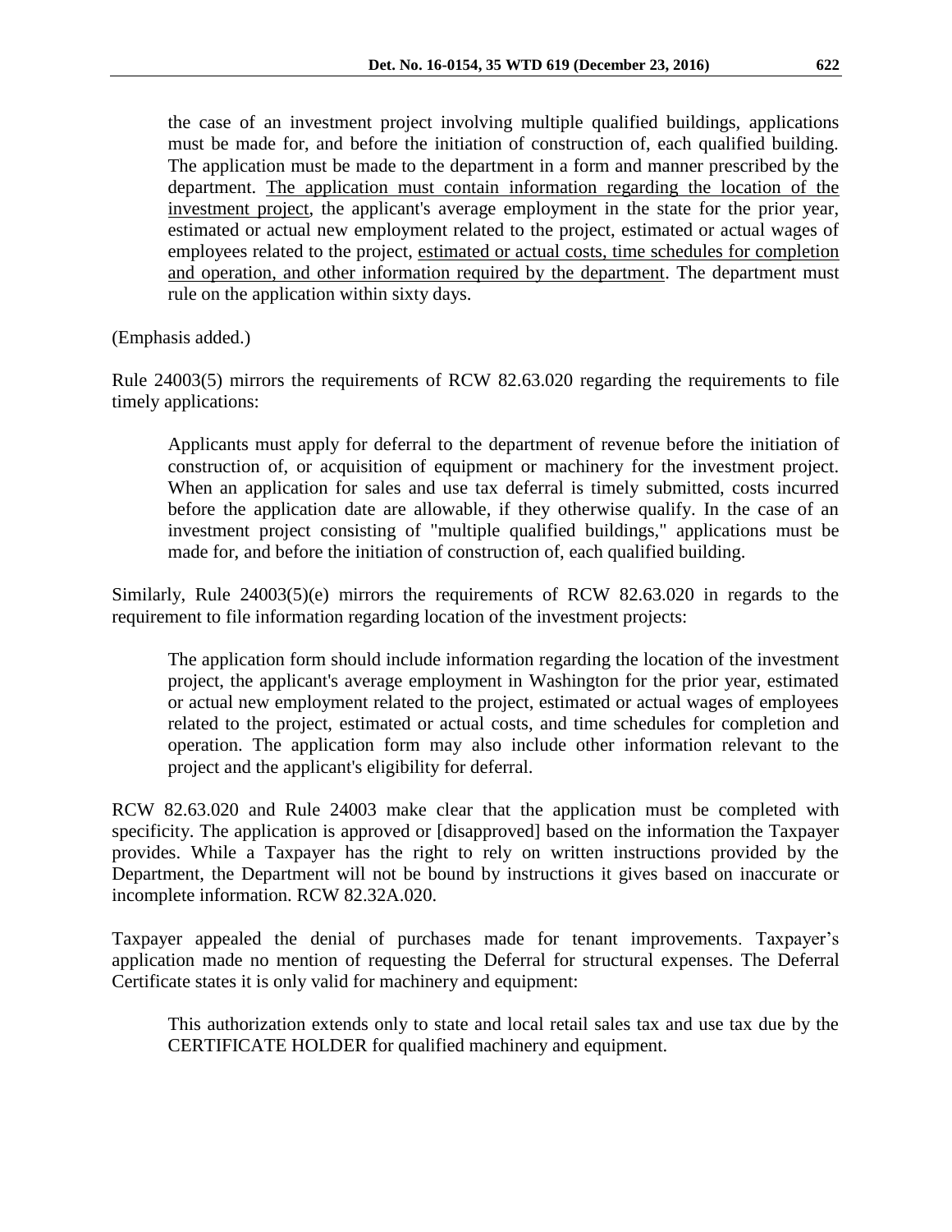> the case of an investment project involving multiple qualified buildings, applications must be made for, and before the initiation of construction of, each qualified building. The application must be made to the department in a form and manner prescribed by the department. <u>The application must contain information regarding the location of the investment project</u>, the applicant's average employment in the state for the prior year, estimated or actual new employment related to the project, estimated or actual wages of employees related to the project, <u>estimated or actual costs, time schedules for completion and operation, and other information required by the department</u>. The department must rule on the application within sixty days.

(Emphasis added.)

Rule 24003(5) mirrors the requirements of RCW 82.63.020 regarding the requirements to file timely applications:

> Applicants must apply for deferral to the department of revenue before the initiation of construction of, or acquisition of equipment or machinery for the investment project. When an application for sales and use tax deferral is timely submitted, costs incurred before the application date are allowable, if they otherwise qualify. In the case of an investment project consisting of "multiple qualified buildings," applications must be made for, and before the initiation of construction of, each qualified building.

Similarly, Rule 24003(5)(e) mirrors the requirements of RCW 82.63.020 in regards to the requirement to file information regarding location of the investment projects:

> The application form should include information regarding the location of the investment project, the applicant's average employment in Washington for the prior year, estimated or actual new employment related to the project, estimated or actual wages of employees related to the project, estimated or actual costs, and time schedules for completion and operation. The application form may also include other information relevant to the project and the applicant's eligibility for deferral.

RCW 82.63.020 and Rule 24003 make clear that the application must be completed with specificity. The application is approved or [disapproved] based on the information the Taxpayer provides. While a Taxpayer has the right to rely on written instructions provided by the Department, the Department will not be bound by instructions it gives based on inaccurate or incomplete information. RCW 82.32A.020.

Taxpayer appealed the denial of purchases made for tenant improvements. Taxpayer's application made no mention of requesting the Deferral for structural expenses. The Deferral Certificate states it is only valid for machinery and equipment:

> This authorization extends only to state and local retail sales tax and use tax due by the CERTIFICATE HOLDER for qualified machinery and equipment.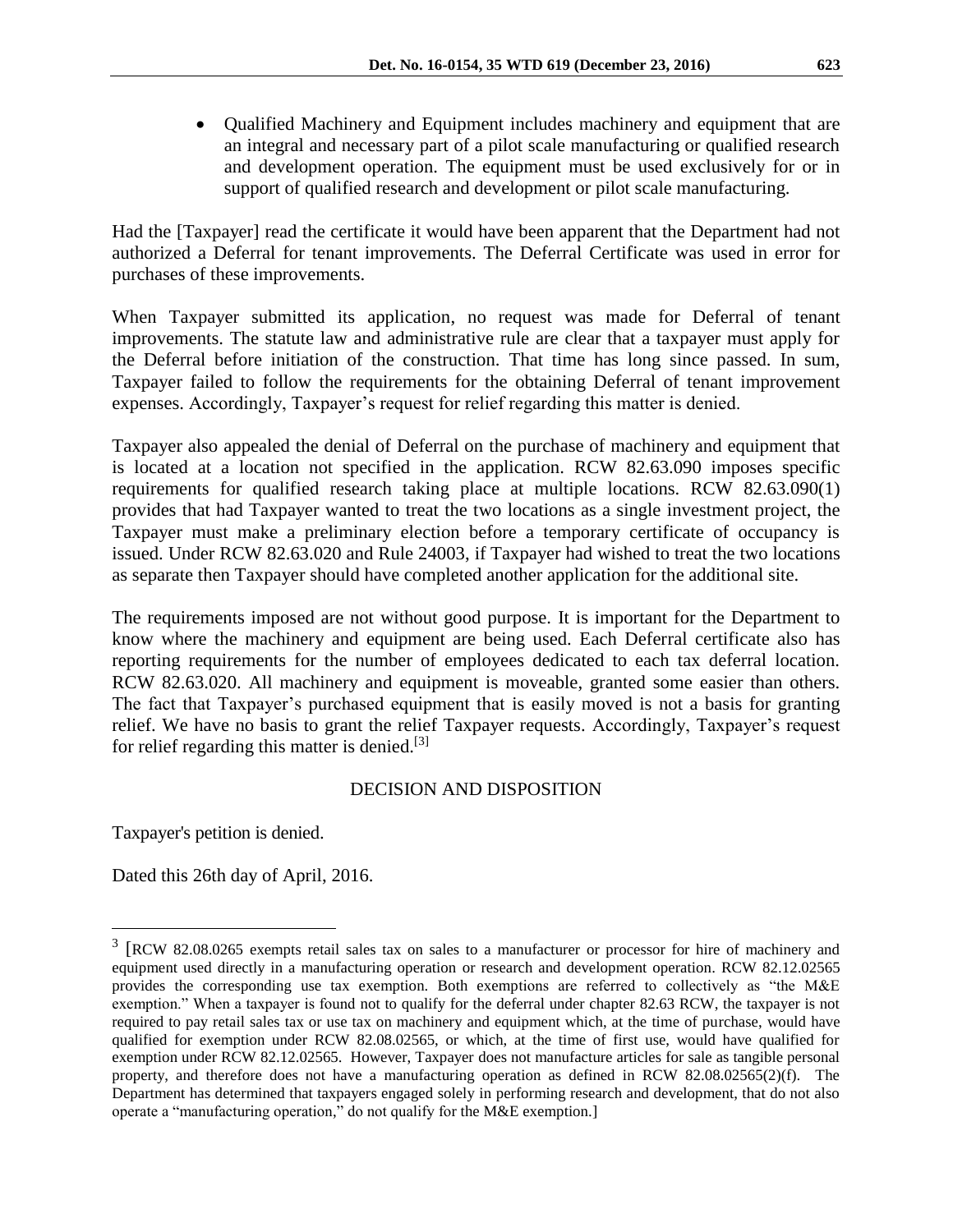- Qualified Machinery and Equipment includes machinery and equipment that are an integral and necessary part of a pilot scale manufacturing or qualified research and development operation. The equipment must be used exclusively for or in support of qualified research and development or pilot scale manufacturing.

Had the [Taxpayer] read the certificate it would have been apparent that the Department had not authorized a Deferral for tenant improvements. The Deferral Certificate was used in error for purchases of these improvements.

When Taxpayer submitted its application, no request was made for Deferral of tenant improvements. The statute law and administrative rule are clear that a taxpayer must apply for the Deferral before initiation of the construction. That time has long since passed. In sum, Taxpayer failed to follow the requirements for the obtaining Deferral of tenant improvement expenses. Accordingly, Taxpayer's request for relief regarding this matter is denied.

Taxpayer also appealed the denial of Deferral on the purchase of machinery and equipment that is located at a location not specified in the application. RCW 82.63.090 imposes specific requirements for qualified research taking place at multiple locations. RCW 82.63.090(1) provides that had Taxpayer wanted to treat the two locations as a single investment project, the Taxpayer must make a preliminary election before a temporary certificate of occupancy is issued. Under RCW 82.63.020 and Rule 24003, if Taxpayer had wished to treat the two locations as separate then Taxpayer should have completed another application for the additional site.

The requirements imposed are not without good purpose. It is important for the Department to know where the machinery and equipment are being used. Each Deferral certificate also has reporting requirements for the number of employees dedicated to each tax deferral location. RCW 82.63.020. All machinery and equipment is moveable, granted some easier than others. The fact that Taxpayer's purchased equipment that is easily moved is not a basis for granting relief. We have no basis to grant the relief Taxpayer requests. Accordingly, Taxpayer's request for relief regarding this matter is denied.[3]

## DECISION AND DISPOSITION

Taxpayer's petition is denied.

Dated this 26th day of April, 2016.

---

[3] [RCW 82.08.0265 exempts retail sales tax on sales to a manufacturer or processor for hire of machinery and equipment used directly in a manufacturing operation or research and development operation. RCW 82.12.02565 provides the corresponding use tax exemption. Both exemptions are referred to collectively as "the M&E exemption." When a taxpayer is found not to qualify for the deferral under chapter 82.63 RCW, the taxpayer is not required to pay retail sales tax or use tax on machinery and equipment which, at the time of purchase, would have qualified for exemption under RCW 82.08.02565, or which, at the time of first use, would have qualified for exemption under RCW 82.12.02565. However, Taxpayer does not manufacture articles for sale as tangible personal property, and therefore does not have a manufacturing operation as defined in RCW 82.08.02565(2)(f). The Department has determined that taxpayers engaged solely in performing research and development, that do not also operate a "manufacturing operation," do not qualify for the M&E exemption.]